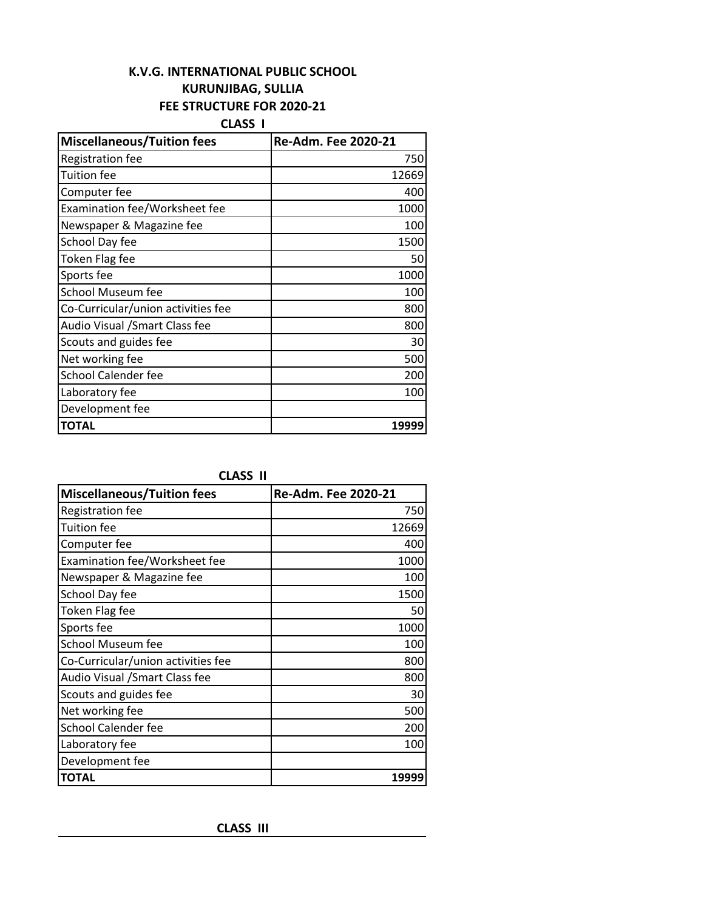**K.V.G. INTERNATIONAL PUBLIC SCHOOL**
**KURUNJIBAG, SULLIA**
**FEE STRUCTURE FOR 2020-21**

**CLASS I**

| Miscellaneous/Tuition fees | Re-Adm. Fee 2020-21 |
|---|---|
| Registration fee | 750 |
| Tuition fee | 12669 |
| Computer fee | 400 |
| Examination fee/Worksheet fee | 1000 |
| Newspaper & Magazine fee | 100 |
| School Day fee | 1500 |
| Token Flag fee | 50 |
| Sports fee | 1000 |
| School Museum fee | 100 |
| Co-Curricular/union activities fee | 800 |
| Audio Visual /Smart Class fee | 800 |
| Scouts and guides fee | 30 |
| Net working fee | 500 |
| School Calender fee | 200 |
| Laboratory fee | 100 |
| Development fee | |
| **TOTAL** | **19999** |

**CLASS II**

| Miscellaneous/Tuition fees | Re-Adm. Fee 2020-21 |
|---|---|
| Registration fee | 750 |
| Tuition fee | 12669 |
| Computer fee | 400 |
| Examination fee/Worksheet fee | 1000 |
| Newspaper & Magazine fee | 100 |
| School Day fee | 1500 |
| Token Flag fee | 50 |
| Sports fee | 1000 |
| School Museum fee | 100 |
| Co-Curricular/union activities fee | 800 |
| Audio Visual /Smart Class fee | 800 |
| Scouts and guides fee | 30 |
| Net working fee | 500 |
| School Calender fee | 200 |
| Laboratory fee | 100 |
| Development fee | |
| **TOTAL** | **19999** |

**CLASS III**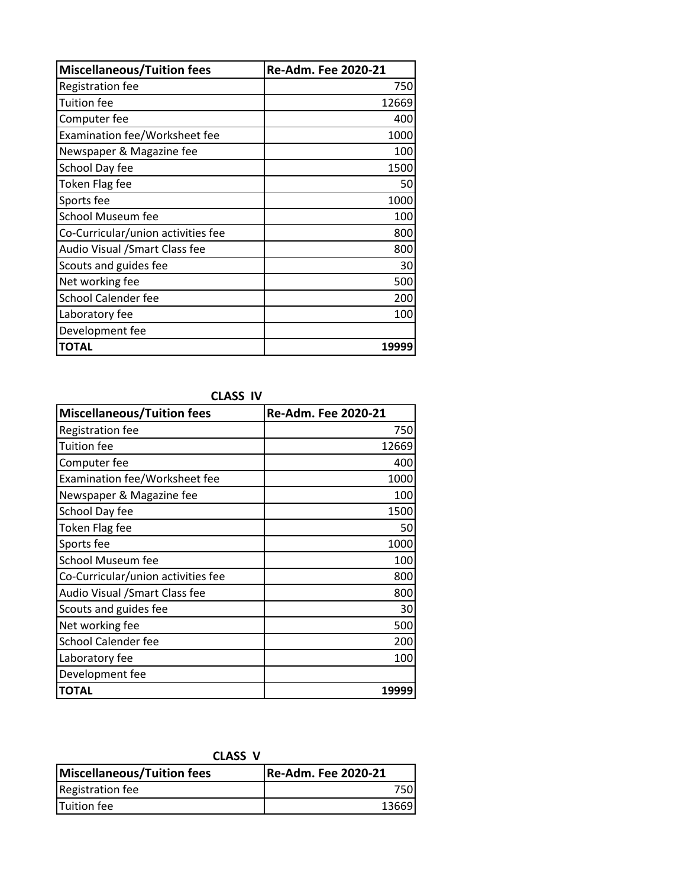| Miscellaneous/Tuition fees | Re-Adm. Fee 2020-21 |
| --- | --- |
| Registration fee | 750 |
| Tuition fee | 12669 |
| Computer fee | 400 |
| Examination fee/Worksheet fee | 1000 |
| Newspaper & Magazine fee | 100 |
| School Day fee | 1500 |
| Token Flag fee | 50 |
| Sports fee | 1000 |
| School Museum fee | 100 |
| Co-Curricular/union activities fee | 800 |
| Audio Visual /Smart Class fee | 800 |
| Scouts and guides fee | 30 |
| Net working fee | 500 |
| School Calender fee | 200 |
| Laboratory fee | 100 |
| Development fee | |
| **TOTAL** | **19999** |

**CLASS IV**

| Miscellaneous/Tuition fees | Re-Adm. Fee 2020-21 |
| --- | --- |
| Registration fee | 750 |
| Tuition fee | 12669 |
| Computer fee | 400 |
| Examination fee/Worksheet fee | 1000 |
| Newspaper & Magazine fee | 100 |
| School Day fee | 1500 |
| Token Flag fee | 50 |
| Sports fee | 1000 |
| School Museum fee | 100 |
| Co-Curricular/union activities fee | 800 |
| Audio Visual /Smart Class fee | 800 |
| Scouts and guides fee | 30 |
| Net working fee | 500 |
| School Calender fee | 200 |
| Laboratory fee | 100 |
| Development fee | |
| **TOTAL** | **19999** |

**CLASS V**

| Miscellaneous/Tuition fees | Re-Adm. Fee 2020-21 |
| --- | --- |
| Registration fee | 750 |
| Tuition fee | 13669 |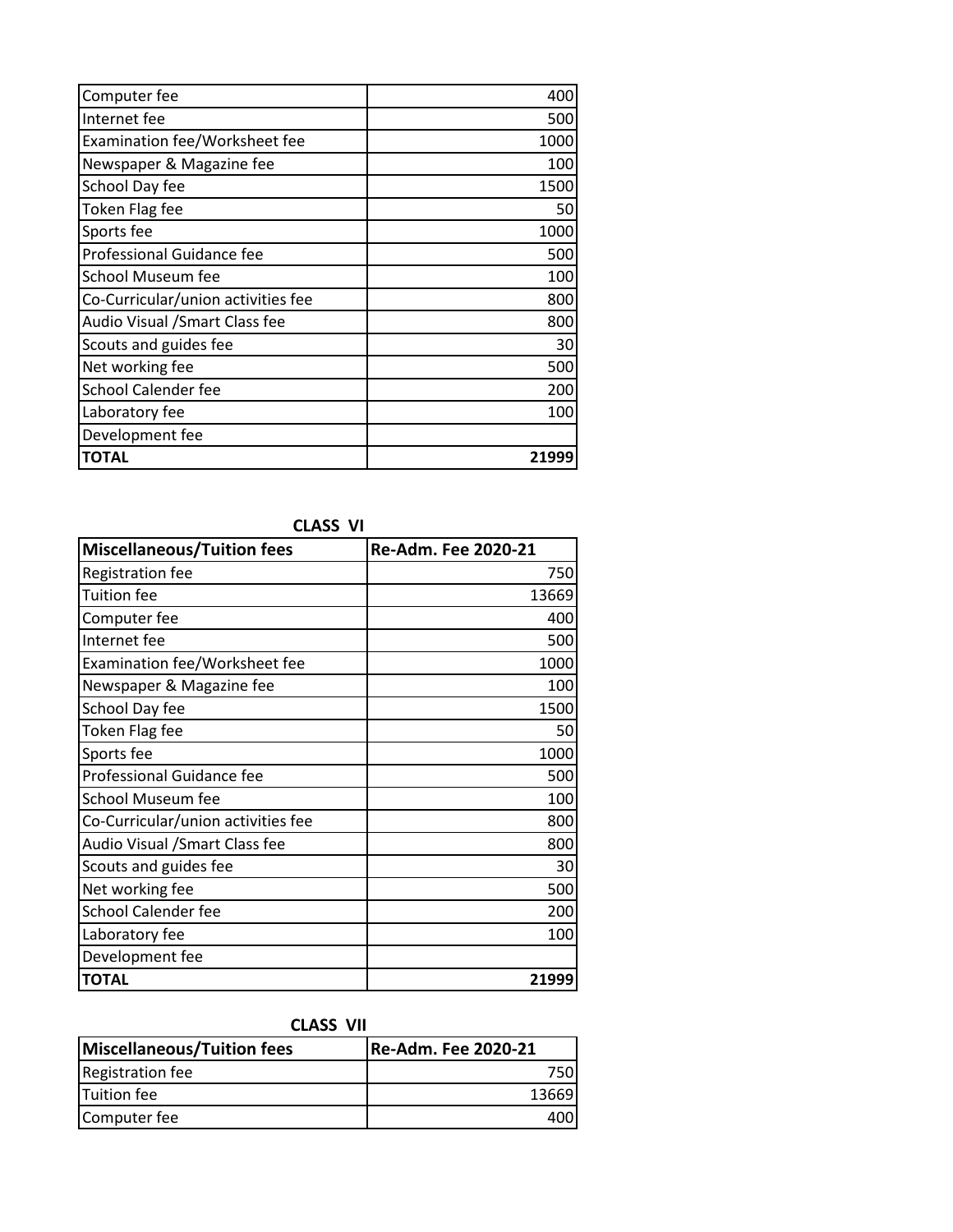| | |
|---|---|
| Computer fee | 400 |
| Internet fee | 500 |
| Examination fee/Worksheet fee | 1000 |
| Newspaper & Magazine fee | 100 |
| School Day fee | 1500 |
| Token Flag fee | 50 |
| Sports fee | 1000 |
| Professional Guidance fee | 500 |
| School Museum fee | 100 |
| Co-Curricular/union activities fee | 800 |
| Audio Visual /Smart Class fee | 800 |
| Scouts and guides fee | 30 |
| Net working fee | 500 |
| School Calender fee | 200 |
| Laboratory fee | 100 |
| Development fee | |
| **TOTAL** | **21999** |

**CLASS VI**

| Miscellaneous/Tuition fees | Re-Adm. Fee 2020-21 |
|---|---|
| Registration fee | 750 |
| Tuition fee | 13669 |
| Computer fee | 400 |
| Internet fee | 500 |
| Examination fee/Worksheet fee | 1000 |
| Newspaper & Magazine fee | 100 |
| School Day fee | 1500 |
| Token Flag fee | 50 |
| Sports fee | 1000 |
| Professional Guidance fee | 500 |
| School Museum fee | 100 |
| Co-Curricular/union activities fee | 800 |
| Audio Visual /Smart Class fee | 800 |
| Scouts and guides fee | 30 |
| Net working fee | 500 |
| School Calender fee | 200 |
| Laboratory fee | 100 |
| Development fee | |
| **TOTAL** | **21999** |

**CLASS VII**

| Miscellaneous/Tuition fees | Re-Adm. Fee 2020-21 |
|---|---|
| Registration fee | 750 |
| Tuition fee | 13669 |
| Computer fee | 400 |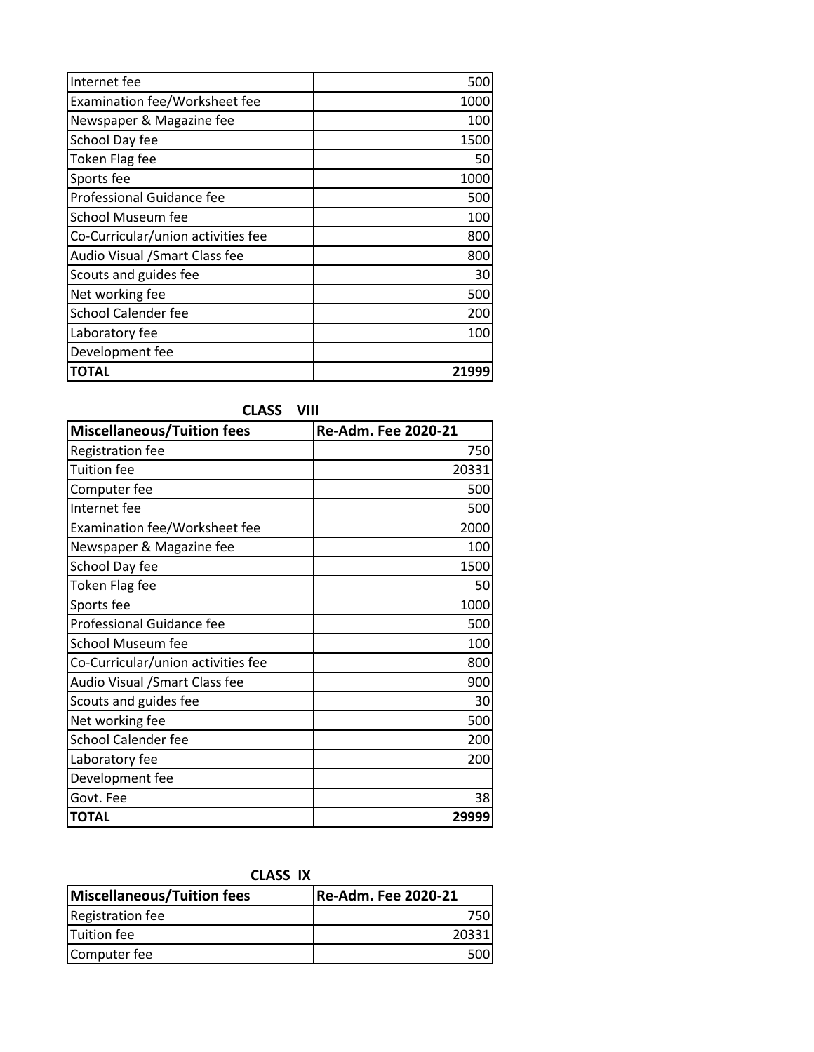| | |
|---|---|
| Internet fee | 500 |
| Examination fee/Worksheet fee | 1000 |
| Newspaper & Magazine fee | 100 |
| School Day fee | 1500 |
| Token Flag fee | 50 |
| Sports fee | 1000 |
| Professional Guidance fee | 500 |
| School Museum fee | 100 |
| Co-Curricular/union activities fee | 800 |
| Audio Visual /Smart Class fee | 800 |
| Scouts and guides fee | 30 |
| Net working fee | 500 |
| School Calender fee | 200 |
| Laboratory fee | 100 |
| Development fee | |
| **TOTAL** | **21999** |

**CLASS VIII**

| Miscellaneous/Tuition fees | Re-Adm. Fee 2020-21 |
|---|---|
| Registration fee | 750 |
| Tuition fee | 20331 |
| Computer fee | 500 |
| Internet fee | 500 |
| Examination fee/Worksheet fee | 2000 |
| Newspaper & Magazine fee | 100 |
| School Day fee | 1500 |
| Token Flag fee | 50 |
| Sports fee | 1000 |
| Professional Guidance fee | 500 |
| School Museum fee | 100 |
| Co-Curricular/union activities fee | 800 |
| Audio Visual /Smart Class fee | 900 |
| Scouts and guides fee | 30 |
| Net working fee | 500 |
| School Calender fee | 200 |
| Laboratory fee | 200 |
| Development fee | |
| Govt. Fee | 38 |
| **TOTAL** | **29999** |

**CLASS IX**

| Miscellaneous/Tuition fees | Re-Adm. Fee 2020-21 |
|---|---|
| Registration fee | 750 |
| Tuition fee | 20331 |
| Computer fee | 500 |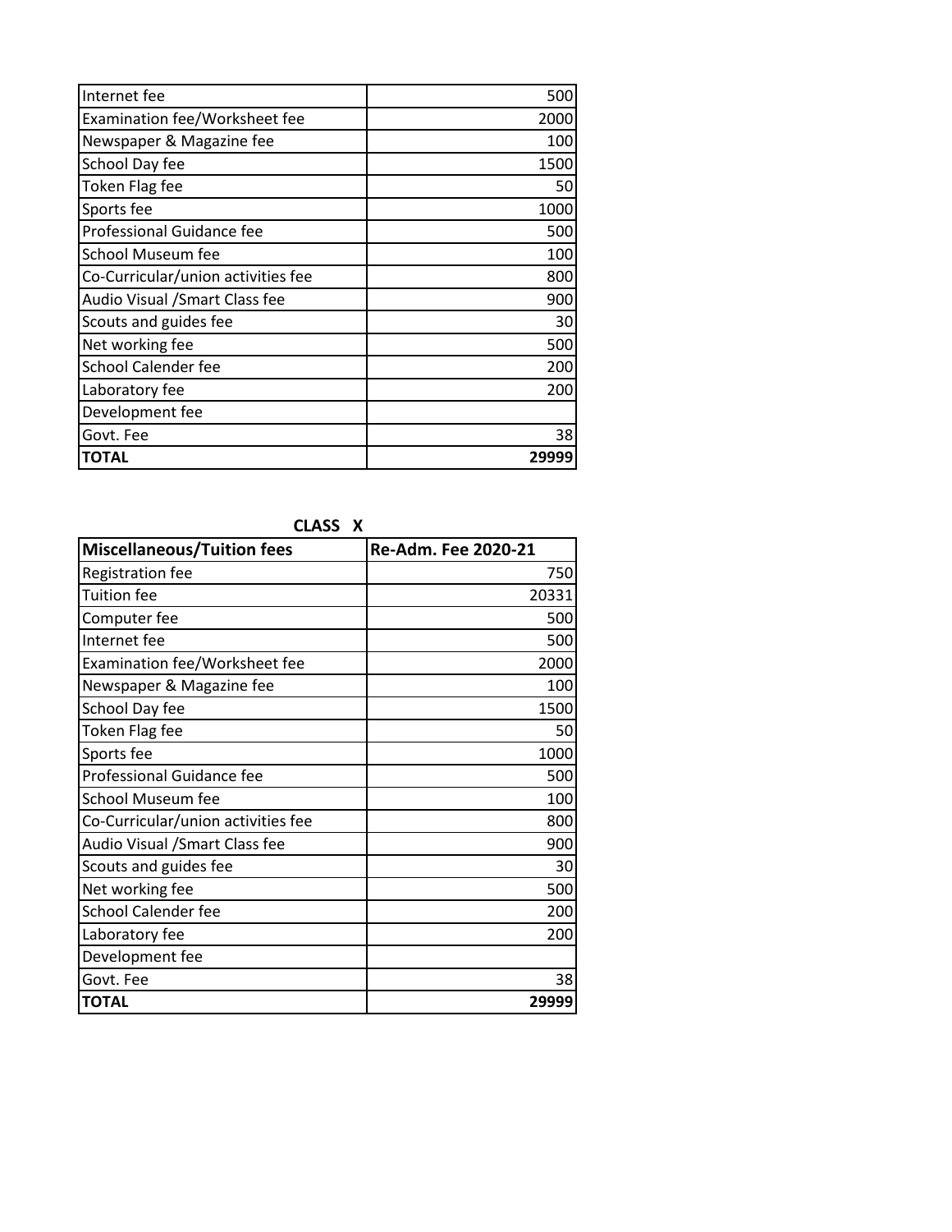| | |
|---|---|
| Internet fee | 500 |
| Examination fee/Worksheet fee | 2000 |
| Newspaper & Magazine fee | 100 |
| School Day fee | 1500 |
| Token Flag fee | 50 |
| Sports fee | 1000 |
| Professional Guidance fee | 500 |
| School Museum fee | 100 |
| Co-Curricular/union activities fee | 800 |
| Audio Visual /Smart Class fee | 900 |
| Scouts and guides fee | 30 |
| Net working fee | 500 |
| School Calender fee | 200 |
| Laboratory fee | 200 |
| Development fee | |
| Govt. Fee | 38 |
| **TOTAL** | **29999** |

**CLASS X**

| **Miscellaneous/Tuition fees** | **Re-Adm. Fee 2020-21** |
|---|---|
| Registration fee | 750 |
| Tuition fee | 20331 |
| Computer fee | 500 |
| Internet fee | 500 |
| Examination fee/Worksheet fee | 2000 |
| Newspaper & Magazine fee | 100 |
| School Day fee | 1500 |
| Token Flag fee | 50 |
| Sports fee | 1000 |
| Professional Guidance fee | 500 |
| School Museum fee | 100 |
| Co-Curricular/union activities fee | 800 |
| Audio Visual /Smart Class fee | 900 |
| Scouts and guides fee | 30 |
| Net working fee | 500 |
| School Calender fee | 200 |
| Laboratory fee | 200 |
| Development fee | |
| Govt. Fee | 38 |
| **TOTAL** | **29999** |